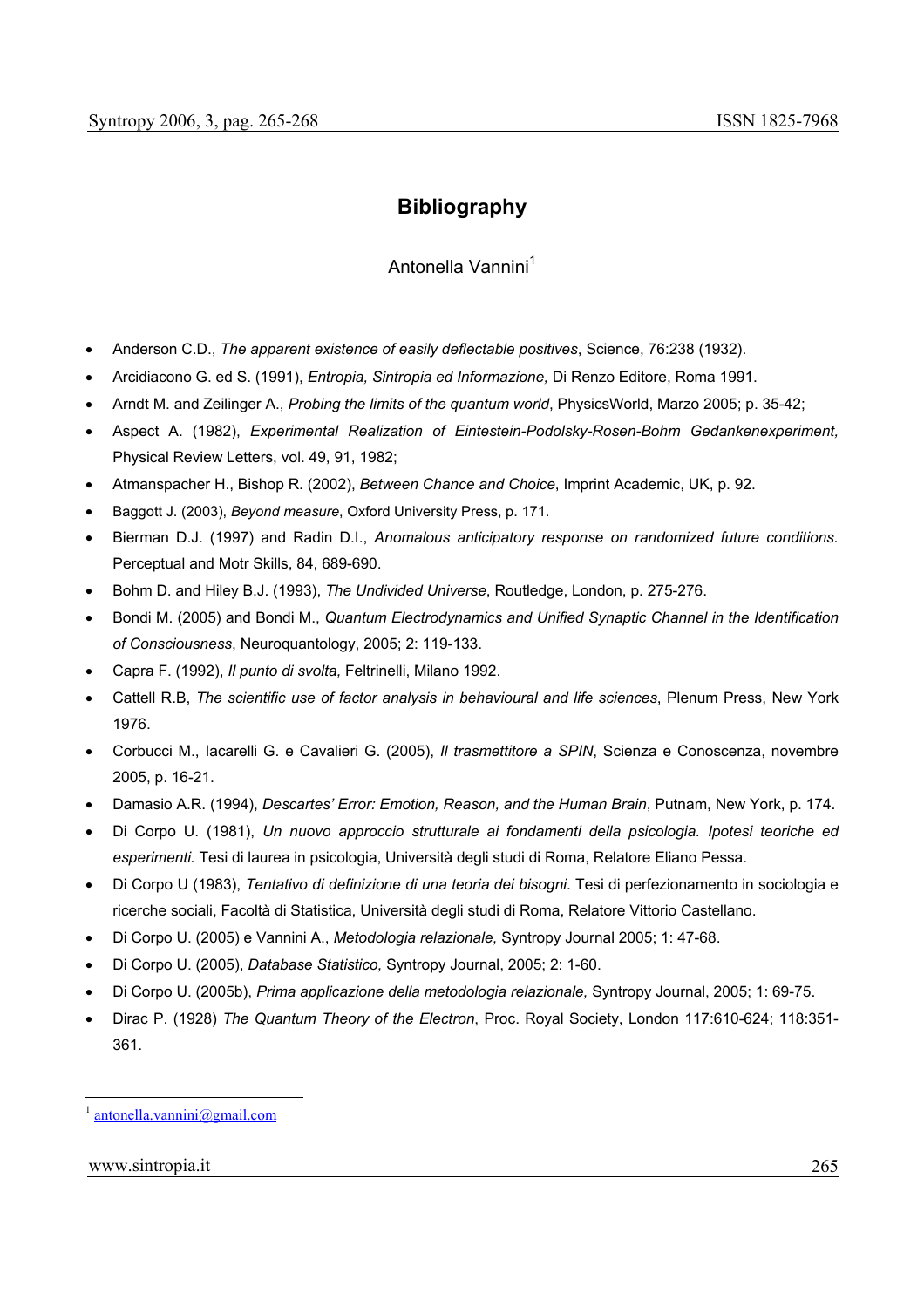# Bibliography

Antonella Vannini[1]

- Anderson C.D., *The apparent existence of easily deflectable positives*, Science, 76:238 (1932).
- Arcidiacono G. ed S. (1991), *Entropia, Sintropia ed Informazione,* Di Renzo Editore, Roma 1991.
- Arndt M. and Zeilinger A., *Probing the limits of the quantum world*, PhysicsWorld, Marzo 2005; p. 35-42;
- Aspect A. (1982), *Experimental Realization of Eintestein-Podolsky-Rosen-Bohm Gedankenexperiment,* Physical Review Letters, vol. 49, 91, 1982;
- Atmanspacher H., Bishop R. (2002), *Between Chance and Choice*, Imprint Academic, UK, p. 92.
- Baggott J. (2003), *Beyond measure*, Oxford University Press, p. 171.
- Bierman D.J. (1997) and Radin D.I., *Anomalous anticipatory response on randomized future conditions.* Perceptual and Motr Skills, 84, 689-690.
- Bohm D. and Hiley B.J. (1993), *The Undivided Universe*, Routledge, London, p. 275-276.
- Bondi M. (2005) and Bondi M., *Quantum Electrodynamics and Unified Synaptic Channel in the Identification of Consciousness*, Neuroquantology, 2005; 2: 119-133.
- Capra F. (1992), *Il punto di svolta,* Feltrinelli, Milano 1992.
- Cattell R.B, *The scientific use of factor analysis in behavioural and life sciences*, Plenum Press, New York 1976.
- Corbucci M., Iacarelli G. e Cavalieri G. (2005), *Il trasmettitore a SPIN*, Scienza e Conoscenza, novembre 2005, p. 16-21.
- Damasio A.R. (1994), *Descartes' Error: Emotion, Reason, and the Human Brain*, Putnam, New York, p. 174.
- Di Corpo U. (1981), *Un nuovo approccio strutturale ai fondamenti della psicologia. Ipotesi teoriche ed esperimenti.* Tesi di laurea in psicologia, Università degli studi di Roma, Relatore Eliano Pessa.
- Di Corpo U (1983), *Tentativo di definizione di una teoria dei bisogni*. Tesi di perfezionamento in sociologia e ricerche sociali, Facoltà di Statistica, Università degli studi di Roma, Relatore Vittorio Castellano.
- Di Corpo U. (2005) e Vannini A., *Metodologia relazionale,* Syntropy Journal 2005; 1: 47-68.
- Di Corpo U. (2005), *Database Statistico,* Syntropy Journal, 2005; 2: 1-60.
- Di Corpo U. (2005b), *Prima applicazione della metodologia relazionale,* Syntropy Journal, 2005; 1: 69-75.
- Dirac P. (1928) *The Quantum Theory of the Electron*, Proc. Royal Society, London 117:610-624; 118:351-361.

[1] antonella.vannini@gmail.com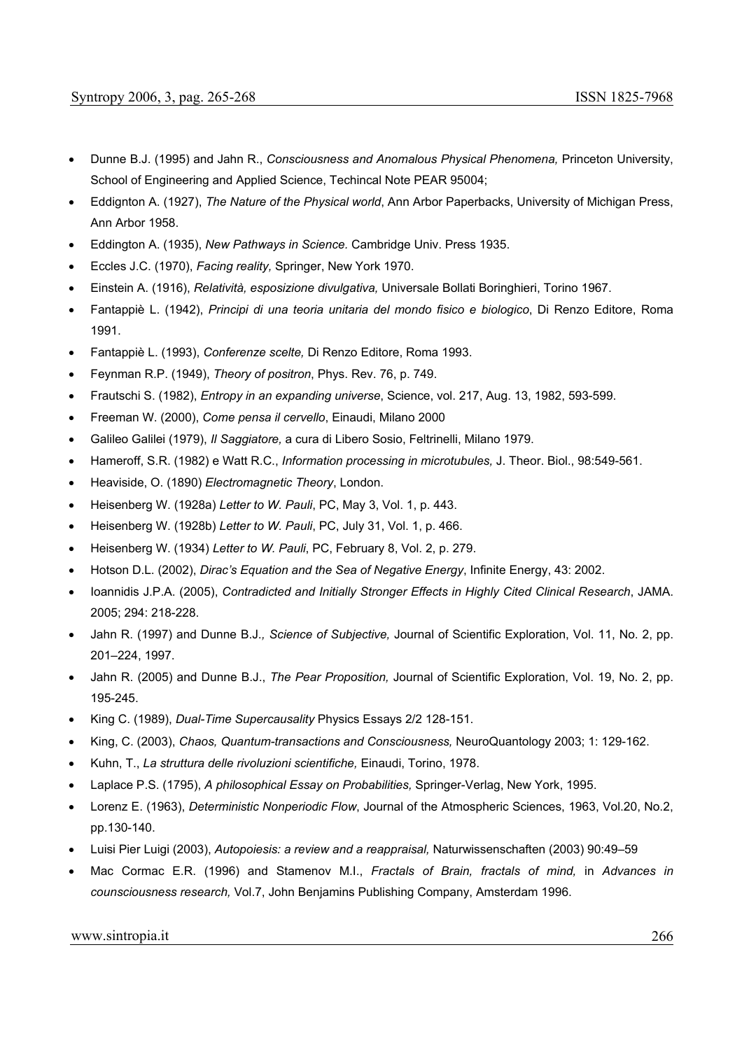- Dunne B.J. (1995) and Jahn R., *Consciousness and Anomalous Physical Phenomena,* Princeton University, School of Engineering and Applied Science, Techincal Note PEAR 95004;
- Eddignton A. (1927), *The Nature of the Physical world*, Ann Arbor Paperbacks, University of Michigan Press, Ann Arbor 1958.
- Eddington A. (1935), *New Pathways in Science.* Cambridge Univ. Press 1935.
- Eccles J.C. (1970), *Facing reality,* Springer, New York 1970.
- Einstein A. (1916), *Relatività, esposizione divulgativa,* Universale Bollati Boringhieri, Torino 1967.
- Fantappiè L. (1942), *Principi di una teoria unitaria del mondo fisico e biologico*, Di Renzo Editore, Roma 1991.
- Fantappiè L. (1993), *Conferenze scelte,* Di Renzo Editore, Roma 1993.
- Feynman R.P. (1949), *Theory of positron*, Phys. Rev. 76, p. 749.
- Frautschi S. (1982), *Entropy in an expanding universe*, Science, vol. 217, Aug. 13, 1982, 593-599.
- Freeman W. (2000), *Come pensa il cervello*, Einaudi, Milano 2000
- Galileo Galilei (1979), *Il Saggiatore,* a cura di Libero Sosio, Feltrinelli, Milano 1979.
- Hameroff, S.R. (1982) e Watt R.C., *Information processing in microtubules,* J. Theor. Biol., 98:549-561.
- Heaviside, O. (1890) *Electromagnetic Theory*, London.
- Heisenberg W. (1928a) *Letter to W. Pauli*, PC, May 3, Vol. 1, p. 443.
- Heisenberg W. (1928b) *Letter to W. Pauli*, PC, July 31, Vol. 1, p. 466.
- Heisenberg W. (1934) *Letter to W. Pauli*, PC, February 8, Vol. 2, p. 279.
- Hotson D.L. (2002), *Dirac's Equation and the Sea of Negative Energy*, Infinite Energy, 43: 2002.
- Ioannidis J.P.A. (2005), *Contradicted and Initially Stronger Effects in Highly Cited Clinical Research*, JAMA. 2005; 294: 218-228.
- Jahn R. (1997) and Dunne B.J.*, Science of Subjective,* Journal of Scientific Exploration, Vol. 11, No. 2, pp. 201–224, 1997.
- Jahn R. (2005) and Dunne B.J., *The Pear Proposition,* Journal of Scientific Exploration, Vol. 19, No. 2, pp. 195-245.
- King C. (1989), *Dual-Time Supercausality* Physics Essays 2/2 128-151.
- King, C. (2003), *Chaos, Quantum-transactions and Consciousness,* NeuroQuantology 2003; 1: 129-162.
- Kuhn, T., *La struttura delle rivoluzioni scientifiche,* Einaudi, Torino, 1978.
- Laplace P.S. (1795), *A philosophical Essay on Probabilities,* Springer-Verlag, New York, 1995.
- Lorenz E. (1963), *Deterministic Nonperiodic Flow*, Journal of the Atmospheric Sciences, 1963, Vol.20, No.2, pp.130-140.
- Luisi Pier Luigi (2003), *Autopoiesis: a review and a reappraisal,* Naturwissenschaften (2003) 90:49–59
- Mac Cormac E.R. (1996) and Stamenov M.I., *Fractals of Brain, fractals of mind,* in *Advances in counsciousness research,* Vol.7, John Benjamins Publishing Company, Amsterdam 1996.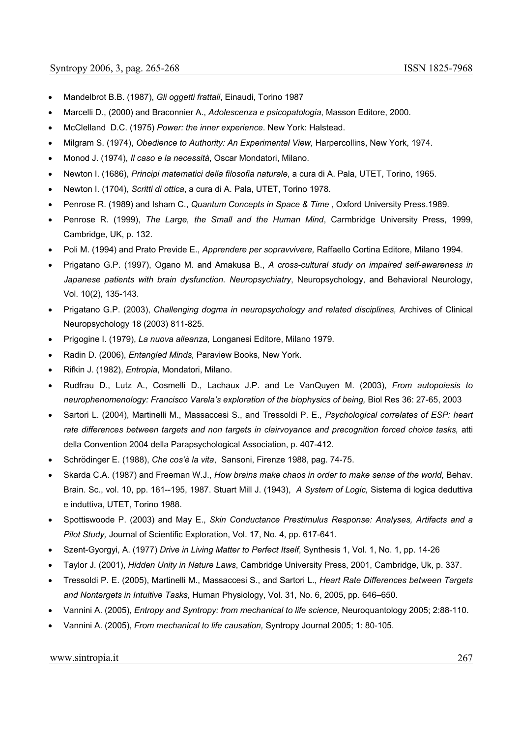- Mandelbrot B.B. (1987), *Gli oggetti frattali*, Einaudi, Torino 1987
- Marcelli D., (2000) and Braconnier A., *Adolescenza e psicopatologia*, Masson Editore, 2000.
- McClelland D.C. (1975) *Power: the inner experience*. New York: Halstead.
- Milgram S. (1974), *Obedience to Authority: An Experimental View,* Harpercollins, New York, 1974.
- Monod J. (1974), *Il caso e la necessità*, Oscar Mondatori, Milano.
- Newton I. (1686), *Principi matematici della filosofia naturale*, a cura di A. Pala, UTET, Torino, 1965.
- Newton I. (1704), *Scritti di ottica*, a cura di A. Pala, UTET, Torino 1978.
- Penrose R. (1989) and Isham C., *Quantum Concepts in Space & Time* , Oxford University Press.1989.
- Penrose R. (1999), *The Large, the Small and the Human Mind*, Carmbridge University Press, 1999, Cambridge, UK, p. 132.
- Poli M. (1994) and Prato Previde E., *Apprendere per sopravvivere,* Raffaello Cortina Editore, Milano 1994.
- Prigatano G.P. (1997), Ogano M. and Amakusa B., *A cross-cultural study on impaired self-awareness in Japanese patients with brain dysfunction. Neuropsychiatry*, Neuropsychology, and Behavioral Neurology, Vol. 10(2), 135-143.
- Prigatano G.P. (2003), *Challenging dogma in neuropsychology and related disciplines,* Archives of Clinical Neuropsychology 18 (2003) 811-825.
- Prigogine I. (1979), *La nuova alleanza,* Longanesi Editore, Milano 1979.
- Radin D. (2006), *Entangled Minds,* Paraview Books, New York.
- Rifkin J. (1982), *Entropia*, Mondatori, Milano.
- Rudfrau D., Lutz A., Cosmelli D., Lachaux J.P. and Le VanQuyen M. (2003), *From autopoiesis to neurophenomenology: Francisco Varela's exploration of the biophysics of being,* Biol Res 36: 27-65, 2003
- Sartori L. (2004), Martinelli M., Massaccesi S., and Tressoldi P. E., *Psychological correlates of ESP: heart rate differences between targets and non targets in clairvoyance and precognition forced choice tasks,* atti della Convention 2004 della Parapsychological Association, p. 407-412.
- Schrödinger E. (1988), *Che cos'è la vita*, Sansoni, Firenze 1988, pag. 74-75.
- Skarda C.A. (1987) and Freeman W.J., *How brains make chaos in order to make sense of the world*, Behav. Brain. Sc., vol. 10, pp. 161--195, 1987. Stuart Mill J. (1943), *A System of Logic,* Sistema di logica deduttiva e induttiva, UTET, Torino 1988.
- Spottiswoode P. (2003) and May E., *Skin Conductance Prestimulus Response: Analyses, Artifacts and a Pilot Study,* Journal of Scientific Exploration, Vol. 17, No. 4, pp. 617-641.
- Szent-Gyorgyi, A. (1977) *Drive in Living Matter to Perfect Itself*, Synthesis 1, Vol. 1, No. 1, pp. 14-26
- Taylor J. (2001), *Hidden Unity in Nature Laws*, Cambridge University Press, 2001, Cambridge, Uk, p. 337.
- Tressoldi P. E. (2005), Martinelli M., Massaccesi S., and Sartori L., *Heart Rate Differences between Targets and Nontargets in Intuitive Tasks*, Human Physiology, Vol. 31, No. 6, 2005, pp. 646–650.
- Vannini A. (2005), *Entropy and Syntropy: from mechanical to life science,* Neuroquantology 2005; 2:88-110.
- Vannini A. (2005), *From mechanical to life causation,* Syntropy Journal 2005; 1: 80-105.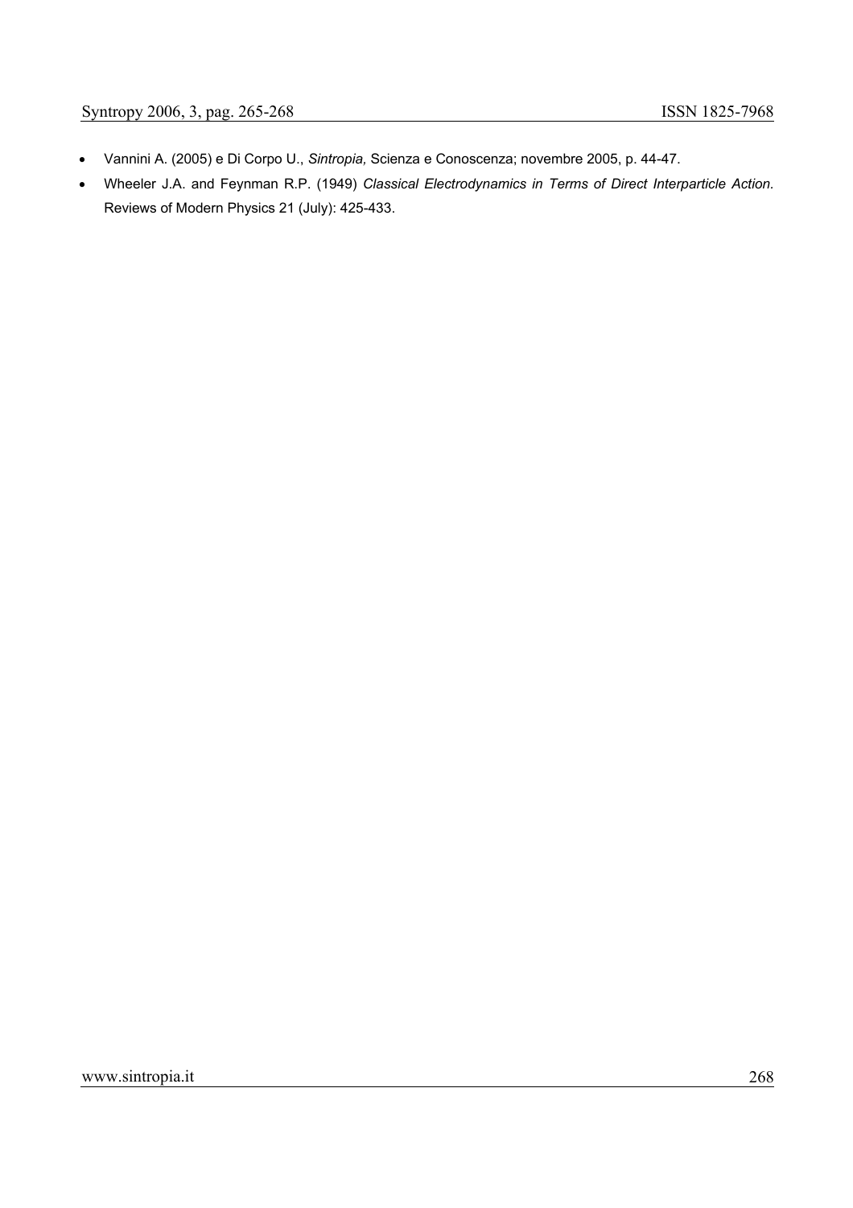- Vannini A. (2005) e Di Corpo U., *Sintropia,* Scienza e Conoscenza; novembre 2005, p. 44-47.
- Wheeler J.A. and Feynman R.P. (1949) *Classical Electrodynamics in Terms of Direct Interparticle Action.* Reviews of Modern Physics 21 (July): 425-433.